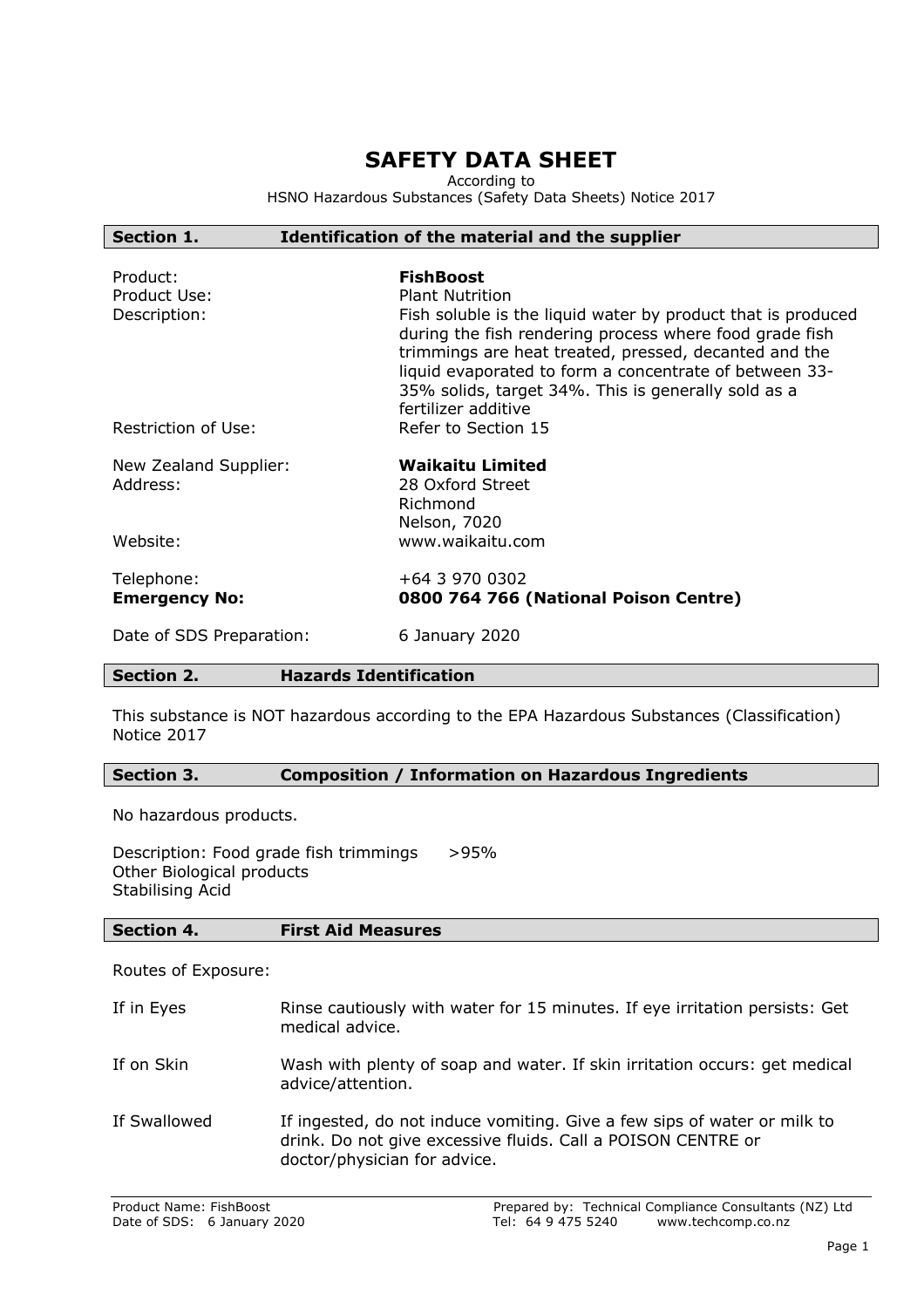# SAFETY DATA SHEET

According to
HSNO Hazardous Substances (Safety Data Sheets) Notice 2017

## Section 1. Identification of the material and the supplier

| | |
|---|---|
| Product: | **FishBoost** |
| Product Use: | Plant Nutrition |
| Description: | Fish soluble is the liquid water by product that is produced during the fish rendering process where food grade fish trimmings are heat treated, pressed, decanted and the liquid evaporated to form a concentrate of between 33-35% solids, target 34%. This is generally sold as a fertilizer additive |
| Restriction of Use: | Refer to Section 15 |
| New Zealand Supplier: | **Waikaitu Limited** |
| Address: | 28 Oxford Street<br>Richmond<br>Nelson, 7020 |
| Website: | www.waikaitu.com |
| Telephone: | +64 3 970 0302 |
| **Emergency No:** | **0800 764 766 (National Poison Centre)** |
| Date of SDS Preparation: | 6 January 2020 |

## Section 2. Hazards Identification

This substance is NOT hazardous according to the EPA Hazardous Substances (Classification) Notice 2017

## Section 3. Composition / Information on Hazardous Ingredients

No hazardous products.

Description: Food grade fish trimmings >95%
Other Biological products
Stabilising Acid

## Section 4. First Aid Measures

Routes of Exposure:

| | |
|---|---|
| If in Eyes | Rinse cautiously with water for 15 minutes. If eye irritation persists: Get medical advice. |
| If on Skin | Wash with plenty of soap and water. If skin irritation occurs: get medical advice/attention. |
| If Swallowed | If ingested, do not induce vomiting. Give a few sips of water or milk to drink. Do not give excessive fluids. Call a POISON CENTRE or doctor/physician for advice. |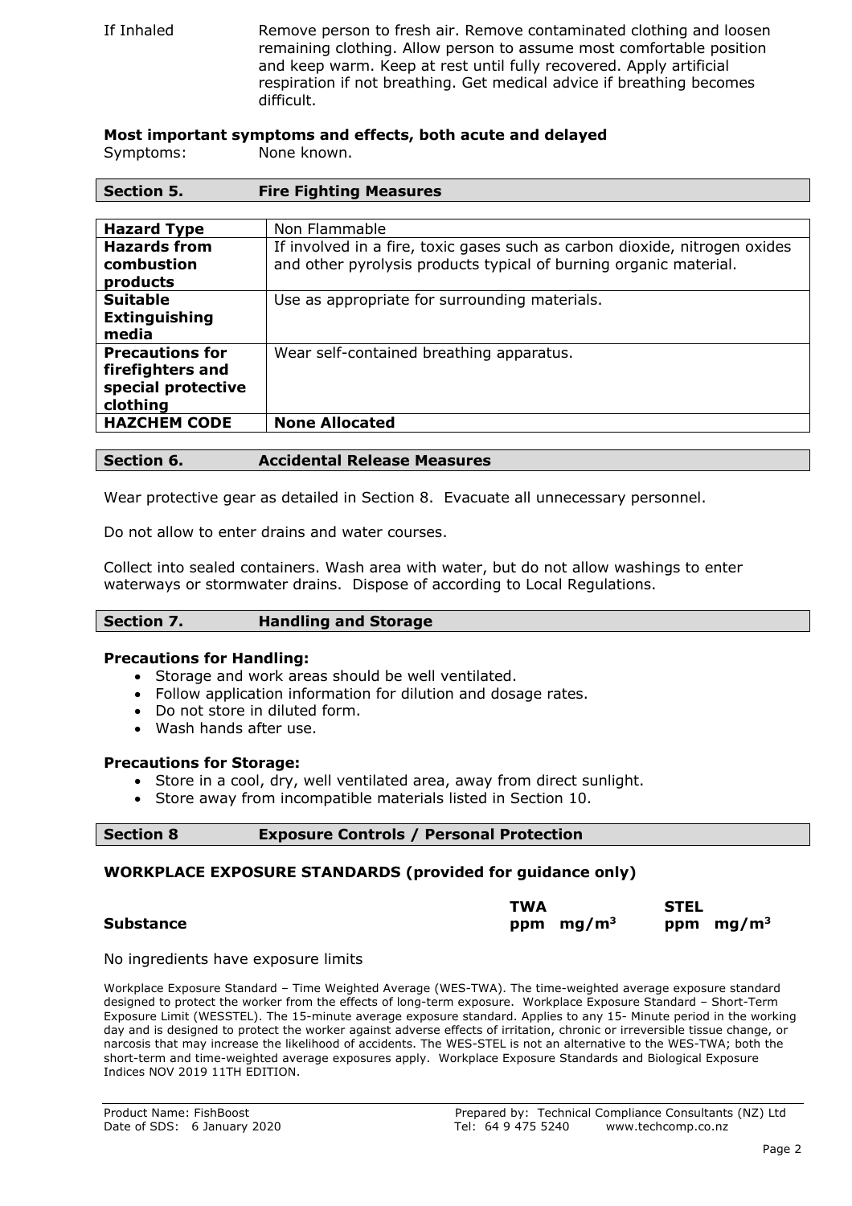| If Inhaled | Remove person to fresh air. Remove contaminated clothing and loosen remaining clothing. Allow person to assume most comfortable position and keep warm. Keep at rest until fully recovered. Apply artificial respiration if not breathing. Get medical advice if breathing becomes difficult. |
|---|---|

**Most important symptoms and effects, both acute and delayed**

Symptoms: None known.

## Section 5. Fire Fighting Measures

| **Hazard Type** | Non Flammable |
|---|---|
| **Hazards from combustion products** | If involved in a fire, toxic gases such as carbon dioxide, nitrogen oxides and other pyrolysis products typical of burning organic material. |
| **Suitable Extinguishing media** | Use as appropriate for surrounding materials. |
| **Precautions for firefighters and special protective clothing** | Wear self-contained breathing apparatus. |
| **HAZCHEM CODE** | **None Allocated** |

## Section 6. Accidental Release Measures

Wear protective gear as detailed in Section 8. Evacuate all unnecessary personnel.

Do not allow to enter drains and water courses.

Collect into sealed containers. Wash area with water, but do not allow washings to enter waterways or stormwater drains. Dispose of according to Local Regulations.

## Section 7. Handling and Storage

**Precautions for Handling:**

- Storage and work areas should be well ventilated.
- Follow application information for dilution and dosage rates.
- Do not store in diluted form.
- Wash hands after use.

**Precautions for Storage:**

- Store in a cool, dry, well ventilated area, away from direct sunlight.
- Store away from incompatible materials listed in Section 10.

## Section 8 Exposure Controls / Personal Protection

**WORKPLACE EXPOSURE STANDARDS (provided for guidance only)**

| **Substance** | **TWA** | | **STEL** | |
|---|---|---|---|---|
| | **ppm** | **$mg/m^3$** | **ppm** | **$mg/m^3$** |

No ingredients have exposure limits

Workplace Exposure Standard – Time Weighted Average (WES-TWA). The time-weighted average exposure standard designed to protect the worker from the effects of long-term exposure. Workplace Exposure Standard – Short-Term Exposure Limit (WESSTEL). The 15-minute average exposure standard. Applies to any 15- Minute period in the working day and is designed to protect the worker against adverse effects of irritation, chronic or irreversible tissue change, or narcosis that may increase the likelihood of accidents. The WES-STEL is not an alternative to the WES-TWA; both the short-term and time-weighted average exposures apply. Workplace Exposure Standards and Biological Exposure Indices NOV 2019 11TH EDITION.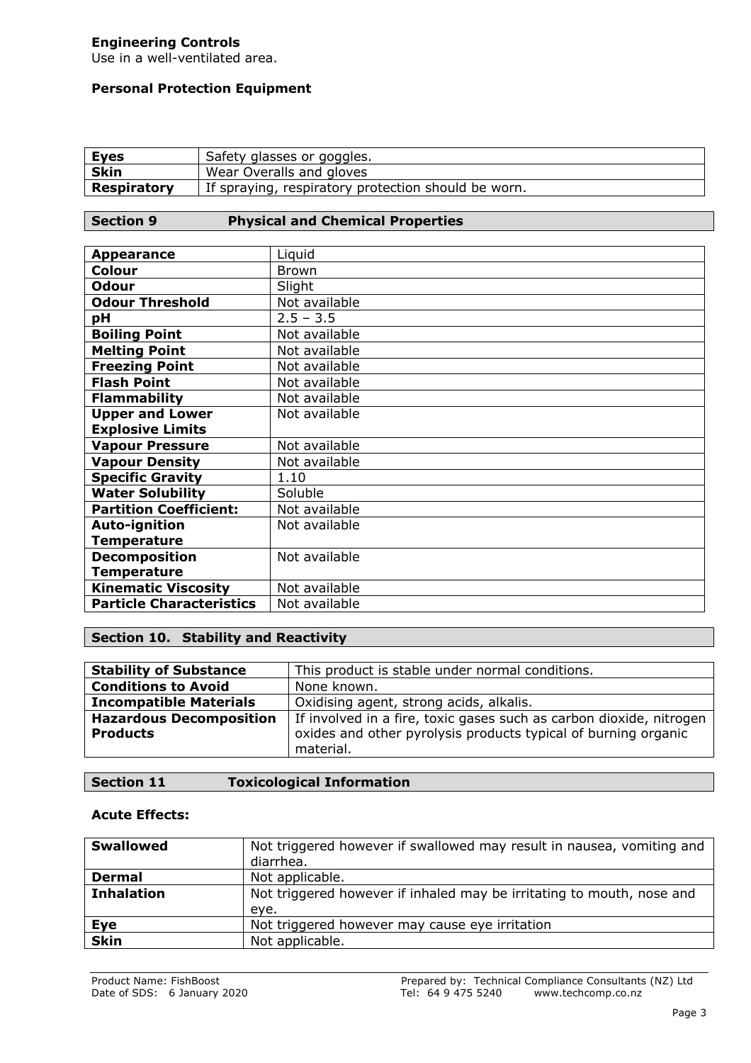**Engineering Controls**
Use in a well-ventilated area.

**Personal Protection Equipment**

| | |
|---|---|
| **Eyes** | Safety glasses or goggles. |
| **Skin** | Wear Overalls and gloves |
| **Respiratory** | If spraying, respiratory protection should be worn. |

## Section 9 Physical and Chemical Properties

| | |
|---|---|
| **Appearance** | Liquid |
| **Colour** | Brown |
| **Odour** | Slight |
| **Odour Threshold** | Not available |
| **pH** | 2.5 – 3.5 |
| **Boiling Point** | Not available |
| **Melting Point** | Not available |
| **Freezing Point** | Not available |
| **Flash Point** | Not available |
| **Flammability** | Not available |
| **Upper and Lower Explosive Limits** | Not available |
| **Vapour Pressure** | Not available |
| **Vapour Density** | Not available |
| **Specific Gravity** | 1.10 |
| **Water Solubility** | Soluble |
| **Partition Coefficient:** | Not available |
| **Auto-ignition Temperature** | Not available |
| **Decomposition Temperature** | Not available |
| **Kinematic Viscosity** | Not available |
| **Particle Characteristics** | Not available |

## Section 10. Stability and Reactivity

| | |
|---|---|
| **Stability of Substance** | This product is stable under normal conditions. |
| **Conditions to Avoid** | None known. |
| **Incompatible Materials** | Oxidising agent, strong acids, alkalis. |
| **Hazardous Decomposition Products** | If involved in a fire, toxic gases such as carbon dioxide, nitrogen oxides and other pyrolysis products typical of burning organic material. |

## Section 11 Toxicological Information

**Acute Effects:**

| | |
|---|---|
| **Swallowed** | Not triggered however if swallowed may result in nausea, vomiting and diarrhea. |
| **Dermal** | Not applicable. |
| **Inhalation** | Not triggered however if inhaled may be irritating to mouth, nose and eye. |
| **Eye** | Not triggered however may cause eye irritation |
| **Skin** | Not applicable. |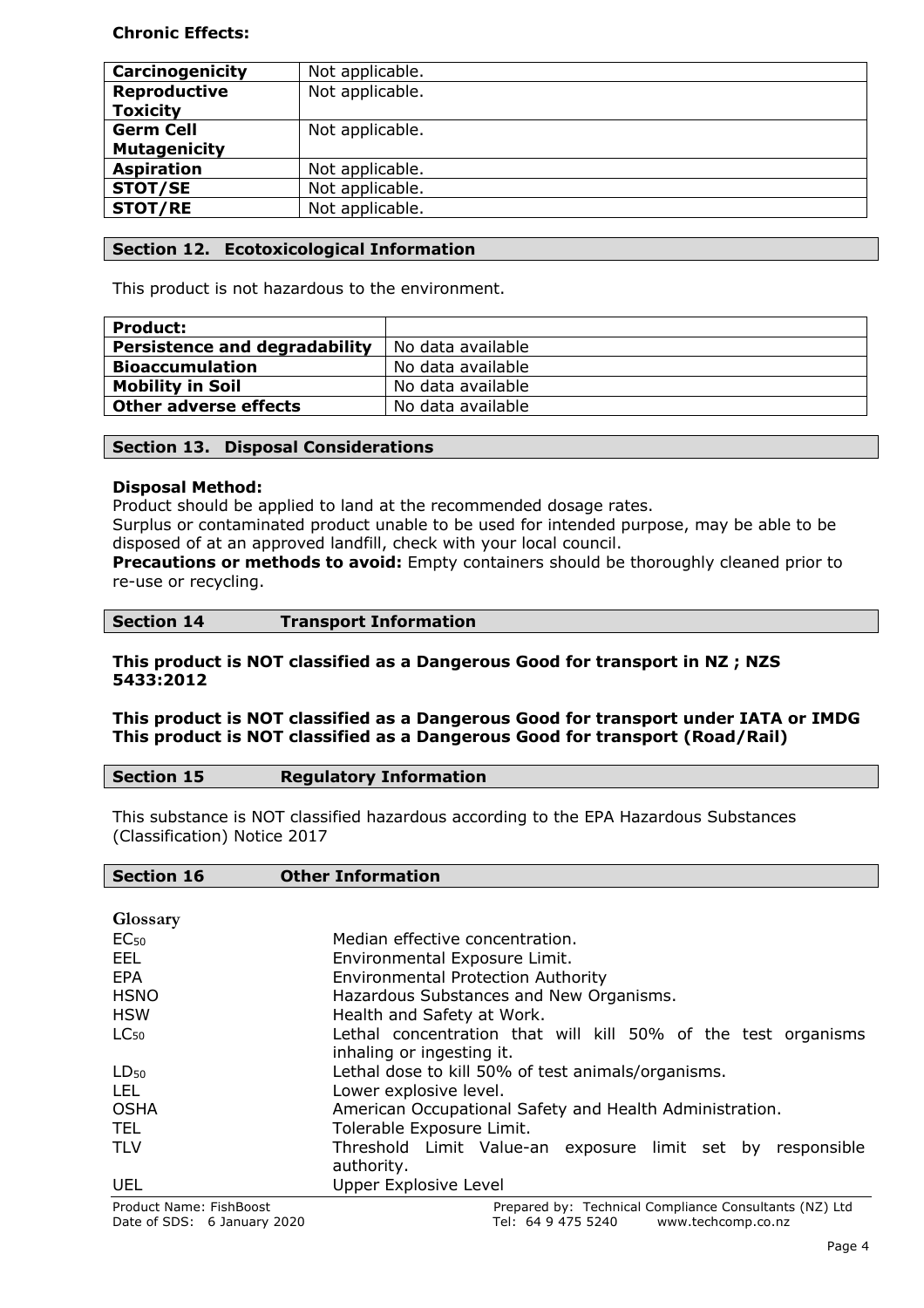**Chronic Effects:**

| Carcinogenicity | Not applicable. |
|---|---|
| Reproductive Toxicity | Not applicable. |
| Germ Cell Mutagenicity | Not applicable. |
| Aspiration | Not applicable. |
| STOT/SE | Not applicable. |
| STOT/RE | Not applicable. |

## Section 12. Ecotoxicological Information

This product is not hazardous to the environment.

| Product: | |
|---|---|
| Persistence and degradability | No data available |
| Bioaccumulation | No data available |
| Mobility in Soil | No data available |
| Other adverse effects | No data available |

## Section 13. Disposal Considerations

**Disposal Method:**
Product should be applied to land at the recommended dosage rates.
Surplus or contaminated product unable to be used for intended purpose, may be able to be disposed of at an approved landfill, check with your local council.
**Precautions or methods to avoid:** Empty containers should be thoroughly cleaned prior to re-use or recycling.

## Section 14 Transport Information

**This product is NOT classified as a Dangerous Good for transport in NZ ; NZS 5433:2012**

**This product is NOT classified as a Dangerous Good for transport under IATA or IMDG**
**This product is NOT classified as a Dangerous Good for transport (Road/Rail)**

## Section 15 Regulatory Information

This substance is NOT classified hazardous according to the EPA Hazardous Substances (Classification) Notice 2017

## Section 16 Other Information

**Glossary**

| | |
|---|---|
| $EC_{50}$ | Median effective concentration. |
| EEL | Environmental Exposure Limit. |
| EPA | Environmental Protection Authority |
| HSNO | Hazardous Substances and New Organisms. |
| HSW | Health and Safety at Work. |
| $LC_{50}$ | Lethal concentration that will kill 50% of the test organisms inhaling or ingesting it. |
| $LD_{50}$ | Lethal dose to kill 50% of test animals/organisms. |
| LEL | Lower explosive level. |
| OSHA | American Occupational Safety and Health Administration. |
| TEL | Tolerable Exposure Limit. |
| TLV | Threshold Limit Value-an exposure limit set by responsible authority. |
| UEL | Upper Explosive Level |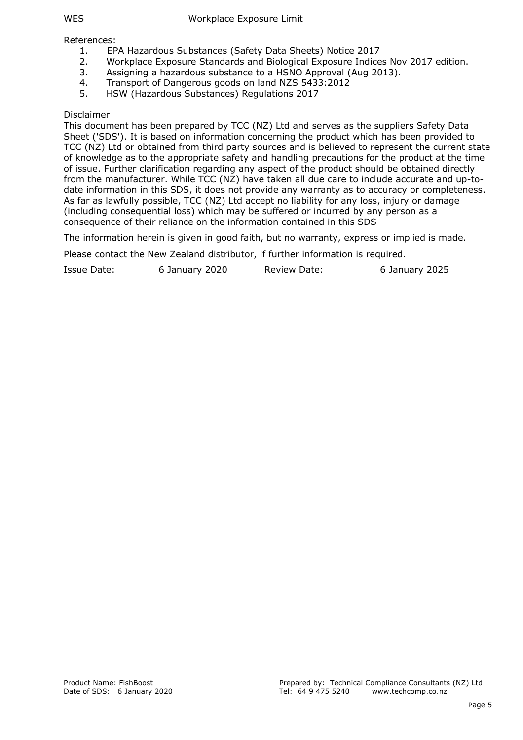WES Workplace Exposure Limit

References:

1. EPA Hazardous Substances (Safety Data Sheets) Notice 2017
2. Workplace Exposure Standards and Biological Exposure Indices Nov 2017 edition.
3. Assigning a hazardous substance to a HSNO Approval (Aug 2013).
4. Transport of Dangerous goods on land NZS 5433:2012
5. HSW (Hazardous Substances) Regulations 2017

Disclaimer

This document has been prepared by TCC (NZ) Ltd and serves as the suppliers Safety Data Sheet ('SDS'). It is based on information concerning the product which has been provided to TCC (NZ) Ltd or obtained from third party sources and is believed to represent the current state of knowledge as to the appropriate safety and handling precautions for the product at the time of issue. Further clarification regarding any aspect of the product should be obtained directly from the manufacturer. While TCC (NZ) have taken all due care to include accurate and up-to-date information in this SDS, it does not provide any warranty as to accuracy or completeness. As far as lawfully possible, TCC (NZ) Ltd accept no liability for any loss, injury or damage (including consequential loss) which may be suffered or incurred by any person as a consequence of their reliance on the information contained in this SDS

The information herein is given in good faith, but no warranty, express or implied is made.

Please contact the New Zealand distributor, if further information is required.

Issue Date: 6 January 2020 Review Date: 6 January 2025